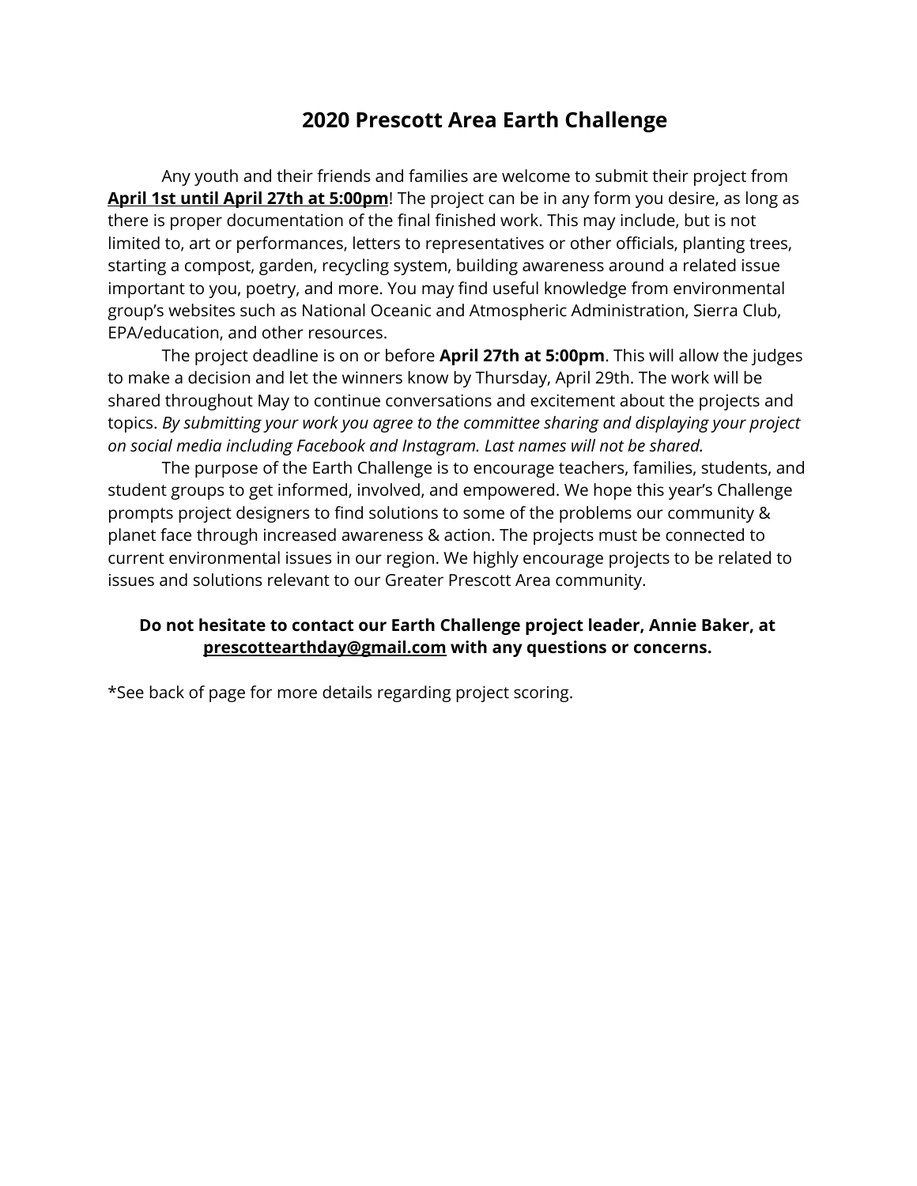# 2020 Prescott Area Earth Challenge

Any youth and their friends and families are welcome to submit their project from **April 1st until April 27th at 5:00pm**! The project can be in any form you desire, as long as there is proper documentation of the final finished work. This may include, but is not limited to, art or performances, letters to representatives or other officials, planting trees, starting a compost, garden, recycling system, building awareness around a related issue important to you, poetry, and more. You may find useful knowledge from environmental group's websites such as National Oceanic and Atmospheric Administration, Sierra Club, EPA/education, and other resources.

The project deadline is on or before **April 27th at 5:00pm**. This will allow the judges to make a decision and let the winners know by Thursday, April 29th. The work will be shared throughout May to continue conversations and excitement about the projects and topics. *By submitting your work you agree to the committee sharing and displaying your project on social media including Facebook and Instagram. Last names will not be shared.*

The purpose of the Earth Challenge is to encourage teachers, families, students, and student groups to get informed, involved, and empowered. We hope this year's Challenge prompts project designers to find solutions to some of the problems our community & planet face through increased awareness & action. The projects must be connected to current environmental issues in our region. We highly encourage projects to be related to issues and solutions relevant to our Greater Prescott Area community.

**Do not hesitate to contact our Earth Challenge project leader, Annie Baker, at prescottearthday@gmail.com with any questions or concerns.**

*See back of page for more details regarding project scoring.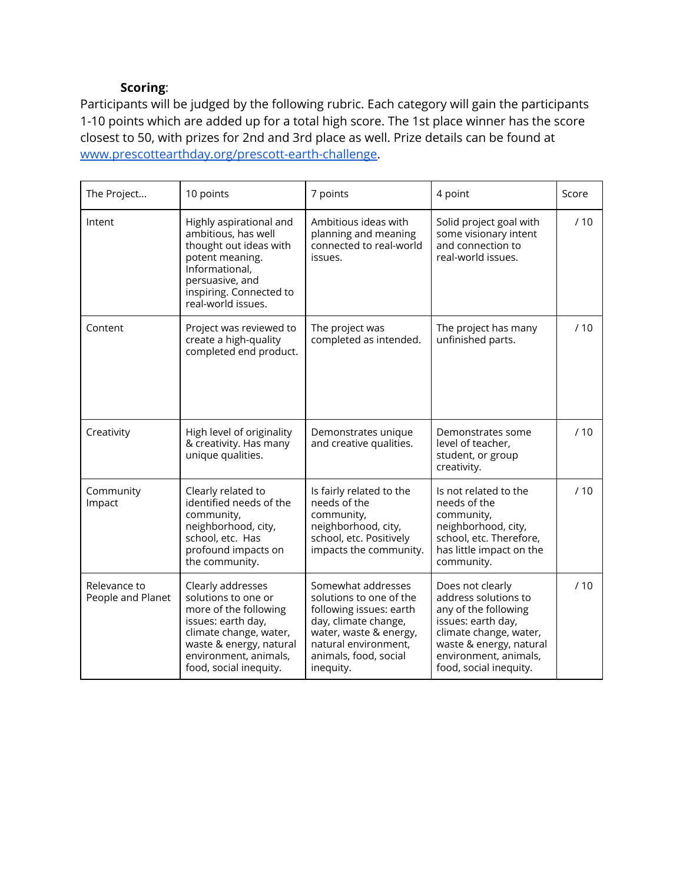**Scoring**:

Participants will be judged by the following rubric. Each category will gain the participants 1-10 points which are added up for a total high score. The 1st place winner has the score closest to 50, with prizes for 2nd and 3rd place as well. Prize details can be found at [www.prescottearthday.org/prescott-earth-challenge](www.prescottearthday.org/prescott-earth-challenge).

| The Project... | 10 points | 7 points | 4 point | Score |
|---|---|---|---|---|
| Intent | Highly aspirational and ambitious, has well thought out ideas with potent meaning. Informational, persuasive, and inspiring. Connected to real-world issues. | Ambitious ideas with planning and meaning connected to real-world issues. | Solid project goal with some visionary intent and connection to real-world issues. | / 10 |
| Content | Project was reviewed to create a high-quality completed end product. | The project was completed as intended. | The project has many unfinished parts. | / 10 |
| Creativity | High level of originality & creativity. Has many unique qualities. | Demonstrates unique and creative qualities. | Demonstrates some level of teacher, student, or group creativity. | / 10 |
| Community Impact | Clearly related to identified needs of the community, neighborhood, city, school, etc. Has profound impacts on the community. | Is fairly related to the needs of the community, neighborhood, city, school, etc. Positively impacts the community. | Is not related to the needs of the community, neighborhood, city, school, etc. Therefore, has little impact on the community. | / 10 |
| Relevance to People and Planet | Clearly addresses solutions to one or more of the following issues: earth day, climate change, water, waste & energy, natural environment, animals, food, social inequity. | Somewhat addresses solutions to one of the following issues: earth day, climate change, water, waste & energy, natural environment, animals, food, social inequity. | Does not clearly address solutions to any of the following issues: earth day, climate change, water, waste & energy, natural environment, animals, food, social inequity. | / 10 |